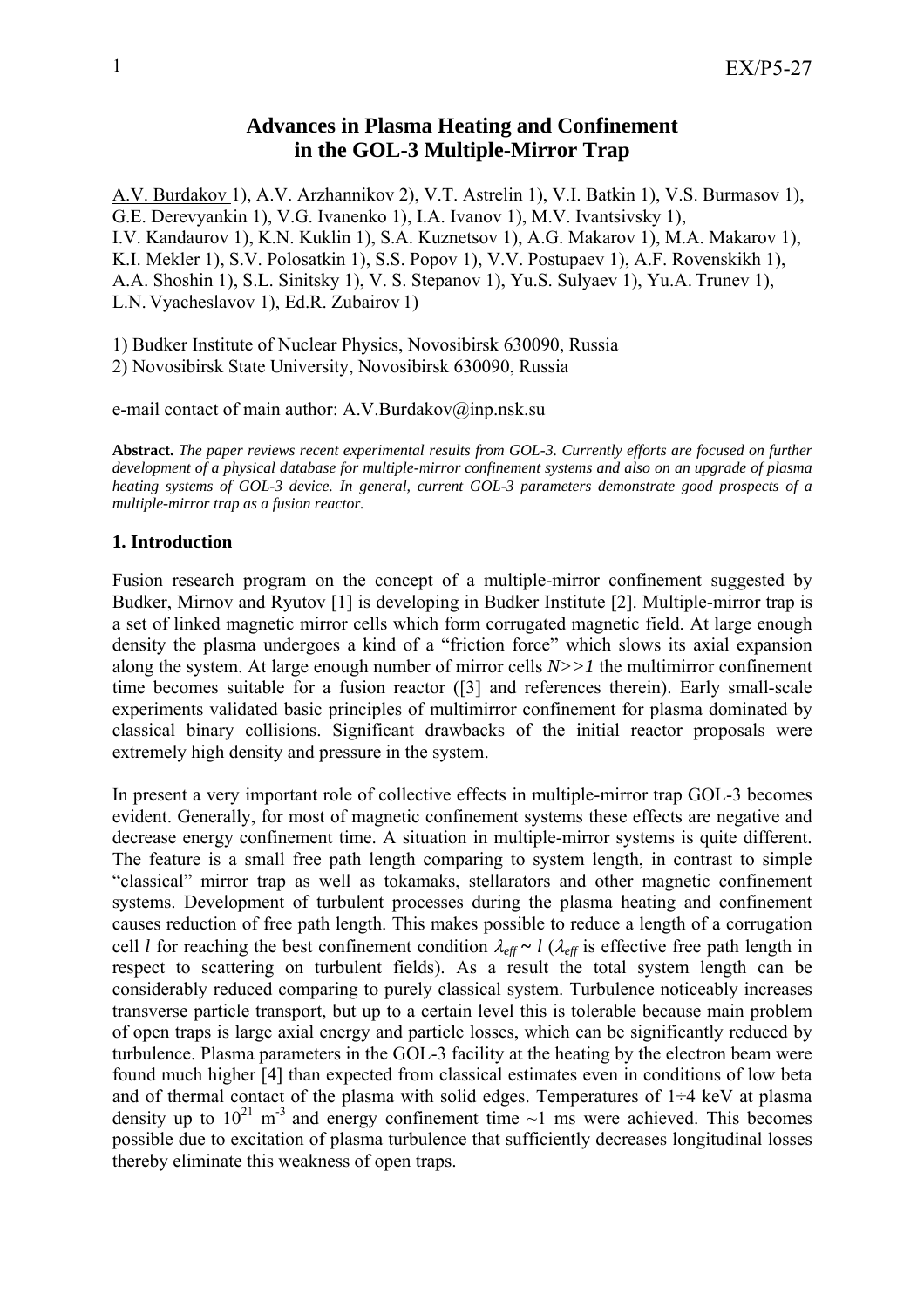# Advances in Plasma Heating and Confinement in the GOL-3 Multiple-Mirror Trap

A.V. Burdakov 1), A.V. Arzhannikov 2), V.T. Astrelin 1), V.I. Batkin 1), V.S. Burmasov 1), G.E. Derevyankin 1), V.G. Ivanenko 1), I.A. Ivanov 1), M.V. Ivantsivsky 1), I.V. Kandaurov 1), K.N. Kuklin 1), S.A. Kuznetsov 1), A.G. Makarov 1), M.A. Makarov 1), K.I. Mekler 1), S.V. Polosatkin 1), S.S. Popov 1), V.V. Postupaev 1), A.F. Rovenskikh 1), A.A. Shoshin 1), S.L. Sinitsky 1), V. S. Stepanov 1), Yu.S. Sulyaev 1), Yu.A. Trunev 1), L.N. Vyacheslavov 1), Ed.R. Zubairov 1)

1) Budker Institute of Nuclear Physics, Novosibirsk 630090, Russia
2) Novosibirsk State University, Novosibirsk 630090, Russia

e-mail contact of main author: A.V.Burdakov@inp.nsk.su

**Abstract.** *The paper reviews recent experimental results from GOL-3. Currently efforts are focused on further development of a physical database for multiple-mirror confinement systems and also on an upgrade of plasma heating systems of GOL-3 device. In general, current GOL-3 parameters demonstrate good prospects of a multiple-mirror trap as a fusion reactor.*

## 1. Introduction

Fusion research program on the concept of a multiple-mirror confinement suggested by Budker, Mirnov and Ryutov [1] is developing in Budker Institute [2]. Multiple-mirror trap is a set of linked magnetic mirror cells which form corrugated magnetic field. At large enough density the plasma undergoes a kind of a "friction force" which slows its axial expansion along the system. At large enough number of mirror cells $N>>1$ the multimirror confinement time becomes suitable for a fusion reactor ([3] and references therein). Early small-scale experiments validated basic principles of multimirror confinement for plasma dominated by classical binary collisions. Significant drawbacks of the initial reactor proposals were extremely high density and pressure in the system.

In present a very important role of collective effects in multiple-mirror trap GOL-3 becomes evident. Generally, for most of magnetic confinement systems these effects are negative and decrease energy confinement time. A situation in multiple-mirror systems is quite different. The feature is a small free path length comparing to system length, in contrast to simple "classical" mirror trap as well as tokamaks, stellarators and other magnetic confinement systems. Development of turbulent processes during the plasma heating and confinement causes reduction of free path length. This makes possible to reduce a length of a corrugation cell $l$ for reaching the best confinement condition $\lambda_{eff} \sim l$ ($\lambda_{eff}$ is effective free path length in respect to scattering on turbulent fields). As a result the total system length can be considerably reduced comparing to purely classical system. Turbulence noticeably increases transverse particle transport, but up to a certain level this is tolerable because main problem of open traps is large axial energy and particle losses, which can be significantly reduced by turbulence. Plasma parameters in the GOL-3 facility at the heating by the electron beam were found much higher [4] than expected from classical estimates even in conditions of low beta and of thermal contact of the plasma with solid edges. Temperatures of 1÷4 keV at plasma density up to $10^{21}$ m$^{-3}$ and energy confinement time ~1 ms were achieved. This becomes possible due to excitation of plasma turbulence that sufficiently decreases longitudinal losses thereby eliminate this weakness of open traps.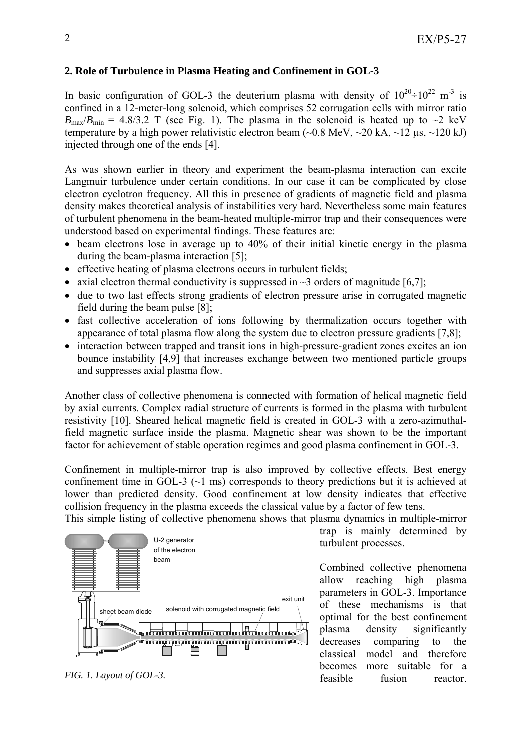## 2. Role of Turbulence in Plasma Heating and Confinement in GOL-3

In basic configuration of GOL-3 the deuterium plasma with density of $10^{20}\div10^{22}$ m$^{-3}$ is confined in a 12-meter-long solenoid, which comprises 52 corrugation cells with mirror ratio $B_{\max}/B_{\min}$ = 4.8/3.2 T (see Fig. 1). The plasma in the solenoid is heated up to ~2 keV temperature by a high power relativistic electron beam (~0.8 MeV, ~20 kA, ~12 μs, ~120 kJ) injected through one of the ends [4].

As was shown earlier in theory and experiment the beam-plasma interaction can excite Langmuir turbulence under certain conditions. In our case it can be complicated by close electron cyclotron frequency. All this in presence of gradients of magnetic field and plasma density makes theoretical analysis of instabilities very hard. Nevertheless some main features of turbulent phenomena in the beam-heated multiple-mirror trap and their consequences were understood based on experimental findings. These features are:

- beam electrons lose in average up to 40% of their initial kinetic energy in the plasma during the beam-plasma interaction [5];
- effective heating of plasma electrons occurs in turbulent fields;
- axial electron thermal conductivity is suppressed in ~3 orders of magnitude [6,7];
- due to two last effects strong gradients of electron pressure arise in corrugated magnetic field during the beam pulse [8];
- fast collective acceleration of ions following by thermalization occurs together with appearance of total plasma flow along the system due to electron pressure gradients [7,8];
- interaction between trapped and transit ions in high-pressure-gradient zones excites an ion bounce instability [4,9] that increases exchange between two mentioned particle groups and suppresses axial plasma flow.

Another class of collective phenomena is connected with formation of helical magnetic field by axial currents. Complex radial structure of currents is formed in the plasma with turbulent resistivity [10]. Sheared helical magnetic field is created in GOL-3 with a zero-azimuthal-field magnetic surface inside the plasma. Magnetic shear was shown to be the important factor for achievement of stable operation regimes and good plasma confinement in GOL-3.

Confinement in multiple-mirror trap is also improved by collective effects. Best energy confinement time in GOL-3 (~1 ms) corresponds to theory predictions but it is achieved at lower than predicted density. Good confinement at low density indicates that effective collision frequency in the plasma exceeds the classical value by a factor of few tens.

This simple listing of collective phenomena shows that plasma dynamics in multiple-mirror trap is mainly determined by turbulent processes.

Combined collective phenomena allow reaching high plasma parameters in GOL-3. Importance of these mechanisms is that optimal for the best confinement plasma density significantly decreases comparing to the classical model and therefore becomes more suitable for a feasible fusion reactor.

U-2 generator of the electron beam

sheet beam diode

solenoid with corrugated magnetic field

exit unit

*FIG. 1. Layout of GOL-3.*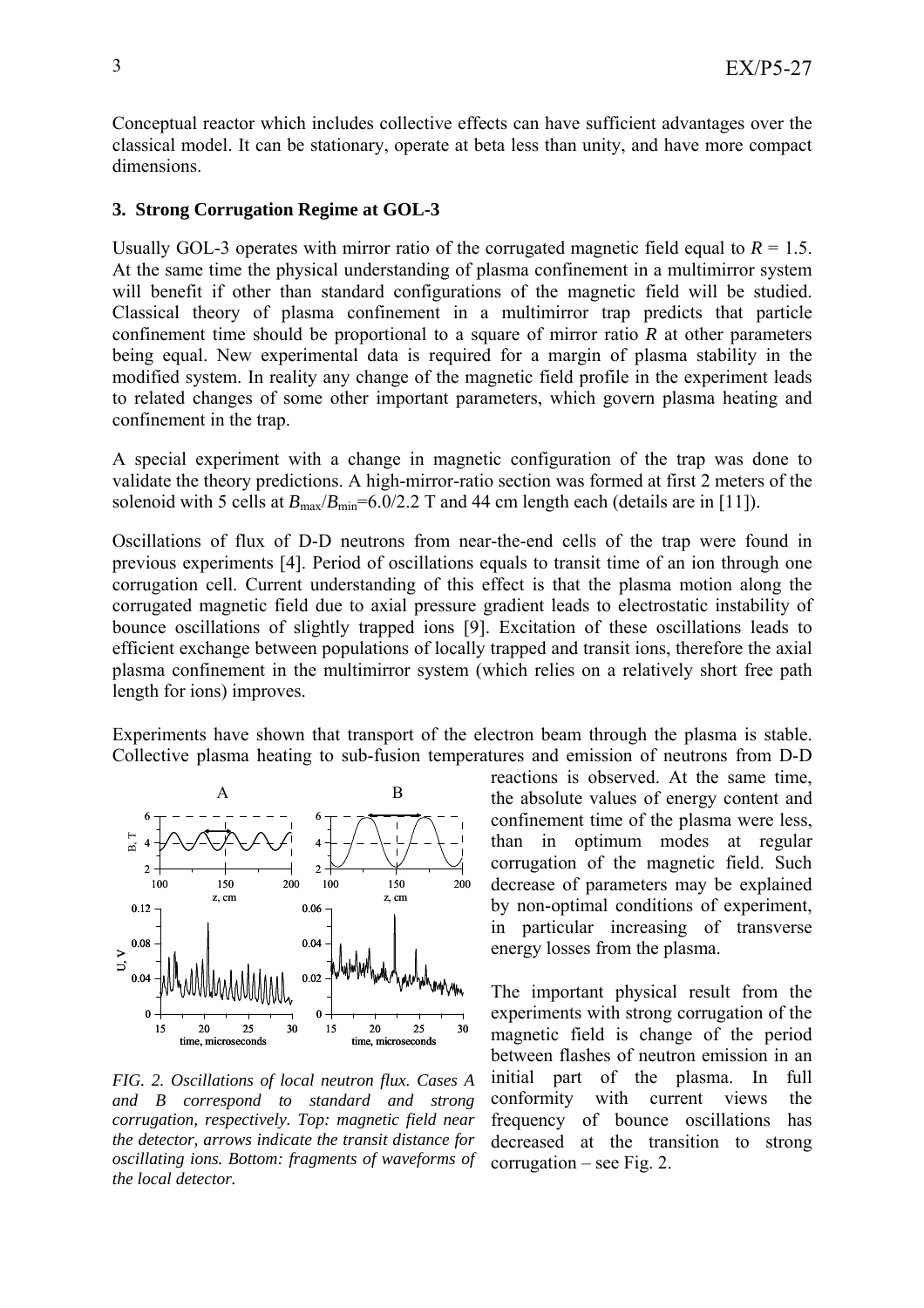Conceptual reactor which includes collective effects can have sufficient advantages over the classical model. It can be stationary, operate at beta less than unity, and have more compact dimensions.

### 3. Strong Corrugation Regime at GOL-3

Usually GOL-3 operates with mirror ratio of the corrugated magnetic field equal to $R = 1.5$. At the same time the physical understanding of plasma confinement in a multimirror system will benefit if other than standard configurations of the magnetic field will be studied. Classical theory of plasma confinement in a multimirror trap predicts that particle confinement time should be proportional to a square of mirror ratio $R$ at other parameters being equal. New experimental data is required for a margin of plasma stability in the modified system. In reality any change of the magnetic field profile in the experiment leads to related changes of some other important parameters, which govern plasma heating and confinement in the trap.

A special experiment with a change in magnetic configuration of the trap was done to validate the theory predictions. A high-mirror-ratio section was formed at first 2 meters of the solenoid with 5 cells at $B_{max}/B_{min}$=6.0/2.2 T and 44 cm length each (details are in [11]).

Oscillations of flux of D-D neutrons from near-the-end cells of the trap were found in previous experiments [4]. Period of oscillations equals to transit time of an ion through one corrugation cell. Current understanding of this effect is that the plasma motion along the corrugated magnetic field due to axial pressure gradient leads to electrostatic instability of bounce oscillations of slightly trapped ions [9]. Excitation of these oscillations leads to efficient exchange between populations of locally trapped and transit ions, therefore the axial plasma confinement in the multimirror system (which relies on a relatively short free path length for ions) improves.

Experiments have shown that transport of the electron beam through the plasma is stable. Collective plasma heating to sub-fusion temperatures and emission of neutrons from D-D reactions is observed. At the same time, the absolute values of energy content and confinement time of the plasma were less, than in optimum modes at regular corrugation of the magnetic field. Such decrease of parameters may be explained by non-optimal conditions of experiment, in particular increasing of transverse energy losses from the plasma.

The important physical result from the experiments with strong corrugation of the magnetic field is change of the period between flashes of neutron emission in an initial part of the plasma. In full conformity with current views the frequency of bounce oscillations has decreased at the transition to strong corrugation – see Fig. 2.

*FIG. 2. Oscillations of local neutron flux. Cases A and B correspond to standard and strong corrugation, respectively. Top: magnetic field near the detector, arrows indicate the transit distance for oscillating ions. Bottom: fragments of waveforms of the local detector.*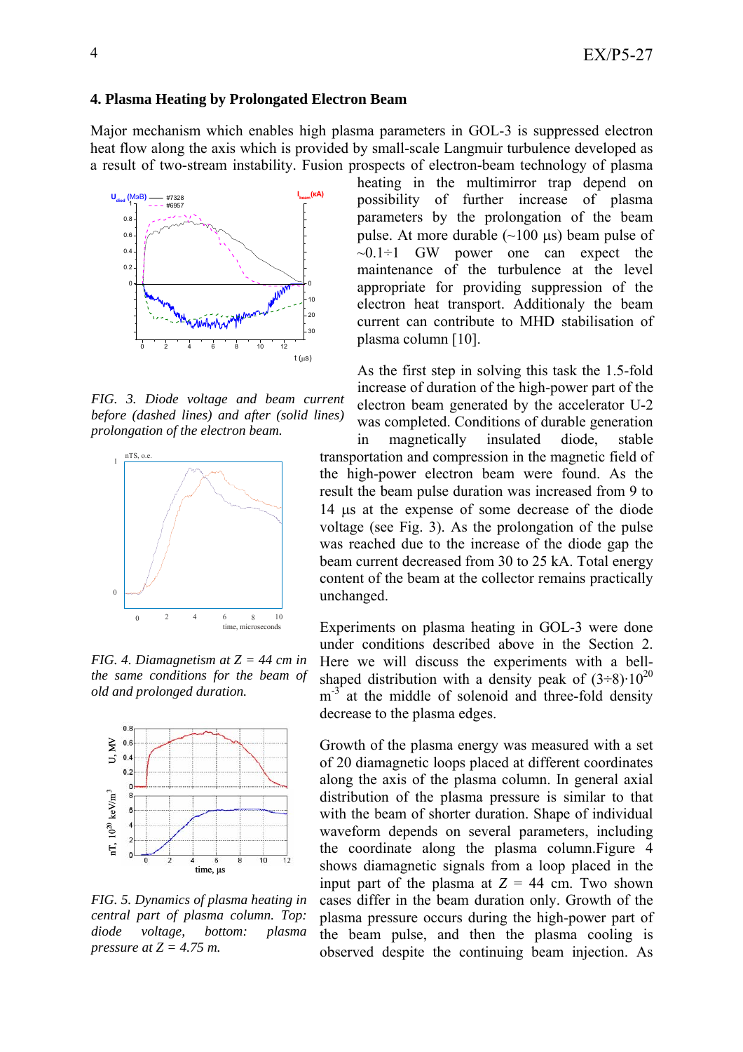## 4. Plasma Heating by Prolongated Electron Beam

Major mechanism which enables high plasma parameters in GOL-3 is suppressed electron heat flow along the axis which is provided by small-scale Langmuir turbulence developed as a result of two-stream instability. Fusion prospects of electron-beam technology of plasma heating in the multimirror trap depend on possibility of further increase of plasma parameters by the prolongation of the beam pulse. At more durable (~100 μs) beam pulse of ~0.1÷1 GW power one can expect the maintenance of the turbulence at the level appropriate for providing suppression of the electron heat transport. Additionaly the beam current can contribute to MHD stabilisation of plasma column [10].

*FIG. 3. Diode voltage and beam current before (dashed lines) and after (solid lines) prolongation of the electron beam.*

As the first step in solving this task the 1.5-fold increase of duration of the high-power part of the electron beam generated by the accelerator U-2 was completed. Conditions of durable generation in magnetically insulated diode, stable transportation and compression in the magnetic field of the high-power electron beam were found. As the result the beam pulse duration was increased from 9 to 14 μs at the expense of some decrease of the diode voltage (see Fig. 3). As the prolongation of the pulse was reached due to the increase of the diode gap the beam current decreased from 30 to 25 kA. Total energy content of the beam at the collector remains practically unchanged.

*FIG. 4. Diamagnetism at Z = 44 cm in the same conditions for the beam of old and prolonged duration.*

Experiments on plasma heating in GOL-3 were done under conditions described above in the Section 2. Here we will discuss the experiments with a bell-shaped distribution with a density peak of $(3÷8)\cdot10^{20}$ $m^{-3}$ at the middle of solenoid and three-fold density decrease to the plasma edges.

*FIG. 5. Dynamics of plasma heating in central part of plasma column. Top: diode voltage, bottom: plasma pressure at Z = 4.75 m.*

Growth of the plasma energy was measured with a set of 20 diamagnetic loops placed at different coordinates along the axis of the plasma column. In general axial distribution of the plasma pressure is similar to that with the beam of shorter duration. Shape of individual waveform depends on several parameters, including the coordinate along the plasma column.Figure 4 shows diamagnetic signals from a loop placed in the input part of the plasma at Z = 44 cm. Two shown cases differ in the beam duration only. Growth of the plasma pressure occurs during the high-power part of the beam pulse, and then the plasma cooling is observed despite the continuing beam injection. As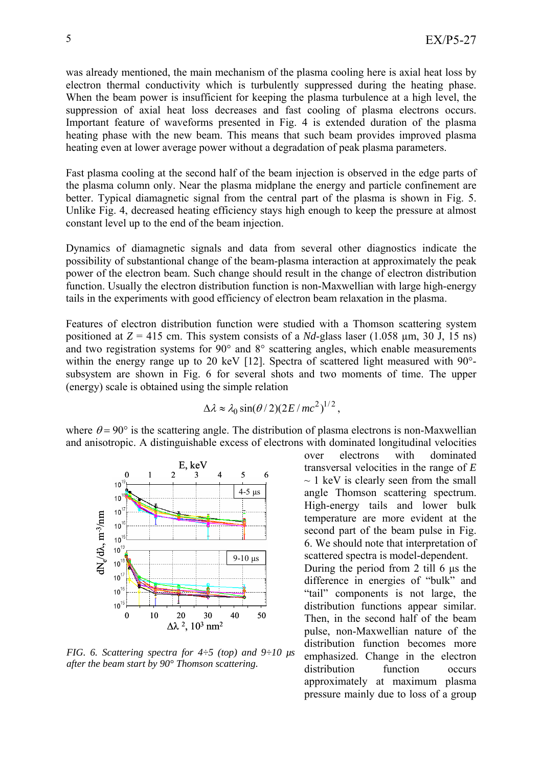was already mentioned, the main mechanism of the plasma cooling here is axial heat loss by electron thermal conductivity which is turbulently suppressed during the heating phase. When the beam power is insufficient for keeping the plasma turbulence at a high level, the suppression of axial heat loss decreases and fast cooling of plasma electrons occurs. Important feature of waveforms presented in Fig. 4 is extended duration of the plasma heating phase with the new beam. This means that such beam provides improved plasma heating even at lower average power without a degradation of peak plasma parameters.

Fast plasma cooling at the second half of the beam injection is observed in the edge parts of the plasma column only. Near the plasma midplane the energy and particle confinement are better. Typical diamagnetic signal from the central part of the plasma is shown in Fig. 5. Unlike Fig. 4, decreased heating efficiency stays high enough to keep the pressure at almost constant level up to the end of the beam injection.

Dynamics of diamagnetic signals and data from several other diagnostics indicate the possibility of substantional change of the beam-plasma interaction at approximately the peak power of the electron beam. Such change should result in the change of electron distribution function. Usually the electron distribution function is non-Maxwellian with large high-energy tails in the experiments with good efficiency of electron beam relaxation in the plasma.

Features of electron distribution function were studied with a Thomson scattering system positioned at $Z$ = 415 cm. This system consists of a *Nd*-glass laser (1.058 µm, 30 J, 15 ns) and two registration systems for 90° and 8° scattering angles, which enable measurements within the energy range up to 20 keV [12]. Spectra of scattered light measured with 90°-subsystem are shown in Fig. 6 for several shots and two moments of time. The upper (energy) scale is obtained using the simple relation

$$\Delta\lambda \approx \lambda_0 \sin(\theta/2)(2E/mc^2)^{1/2},$$

where $\theta = 90°$ is the scattering angle. The distribution of plasma electrons is non-Maxwellian and anisotropic. A distinguishable excess of electrons with dominated longitudinal velocities over electrons with dominated transversal velocities in the range of $E \sim 1$ keV is clearly seen from the small angle Thomson scattering spectrum. High-energy tails and lower bulk temperature are more evident at the second part of the beam pulse in Fig. 6. We should note that interpretation of scattered spectra is model-dependent.

*FIG. 6. Scattering spectra for 4÷5 (top) and 9÷10 µs after the beam start by 90° Thomson scattering.*

During the period from 2 till 6 µs the difference in energies of "bulk" and "tail" components is not large, the distribution functions appear similar. Then, in the second half of the beam pulse, non-Maxwellian nature of the distribution function becomes more emphasized. Change in the electron distribution function occurs approximately at maximum plasma pressure mainly due to loss of a group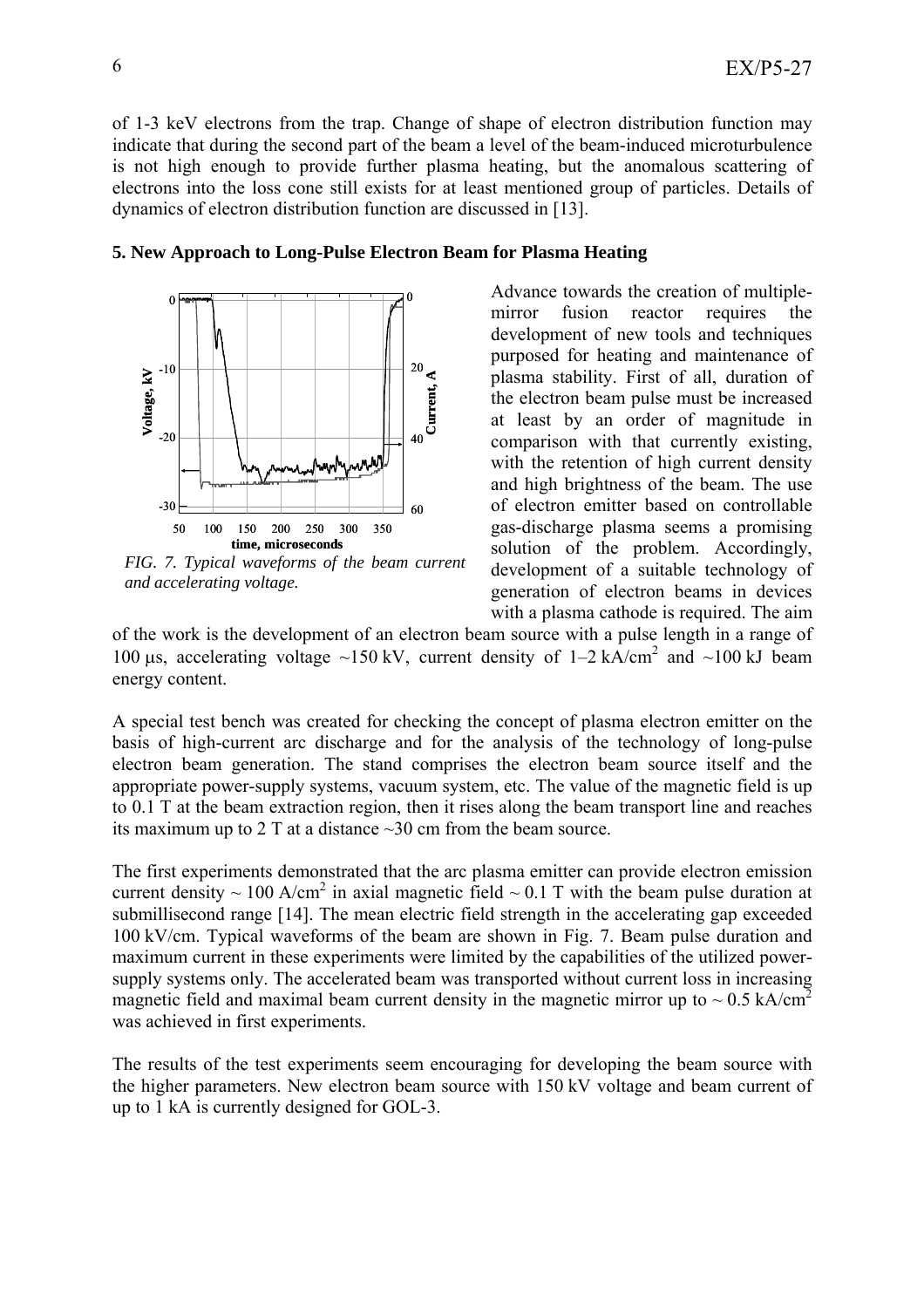of 1-3 keV electrons from the trap. Change of shape of electron distribution function may indicate that during the second part of the beam a level of the beam-induced microturbulence is not high enough to provide further plasma heating, but the anomalous scattering of electrons into the loss cone still exists for at least mentioned group of particles. Details of dynamics of electron distribution function are discussed in [13].

### 5. New Approach to Long-Pulse Electron Beam for Plasma Heating

*FIG. 7. Typical waveforms of the beam current and accelerating voltage.*

Advance towards the creation of multiple-mirror fusion reactor requires the development of new tools and techniques purposed for heating and maintenance of plasma stability. First of all, duration of the electron beam pulse must be increased at least by an order of magnitude in comparison with that currently existing, with the retention of high current density and high brightness of the beam. The use of electron emitter based on controllable gas-discharge plasma seems a promising solution of the problem. Accordingly, development of a suitable technology of generation of electron beams in devices with a plasma cathode is required. The aim of the work is the development of an electron beam source with a pulse length in a range of 100 μs, accelerating voltage ~150 kV, current density of 1–2 kA/cm$^2$ and ~100 kJ beam energy content.

A special test bench was created for checking the concept of plasma electron emitter on the basis of high-current arc discharge and for the analysis of the technology of long-pulse electron beam generation. The stand comprises the electron beam source itself and the appropriate power-supply systems, vacuum system, etc. The value of the magnetic field is up to 0.1 T at the beam extraction region, then it rises along the beam transport line and reaches its maximum up to 2 T at a distance ~30 cm from the beam source.

The first experiments demonstrated that the arc plasma emitter can provide electron emission current density ~ 100 A/cm$^2$ in axial magnetic field ~ 0.1 T with the beam pulse duration at submillisecond range [14]. The mean electric field strength in the accelerating gap exceeded 100 kV/cm. Typical waveforms of the beam are shown in Fig. 7. Beam pulse duration and maximum current in these experiments were limited by the capabilities of the utilized power-supply systems only. The accelerated beam was transported without current loss in increasing magnetic field and maximal beam current density in the magnetic mirror up to ~ 0.5 kA/cm$^2$ was achieved in first experiments.

The results of the test experiments seem encouraging for developing the beam source with the higher parameters. New electron beam source with 150 kV voltage and beam current of up to 1 kA is currently designed for GOL-3.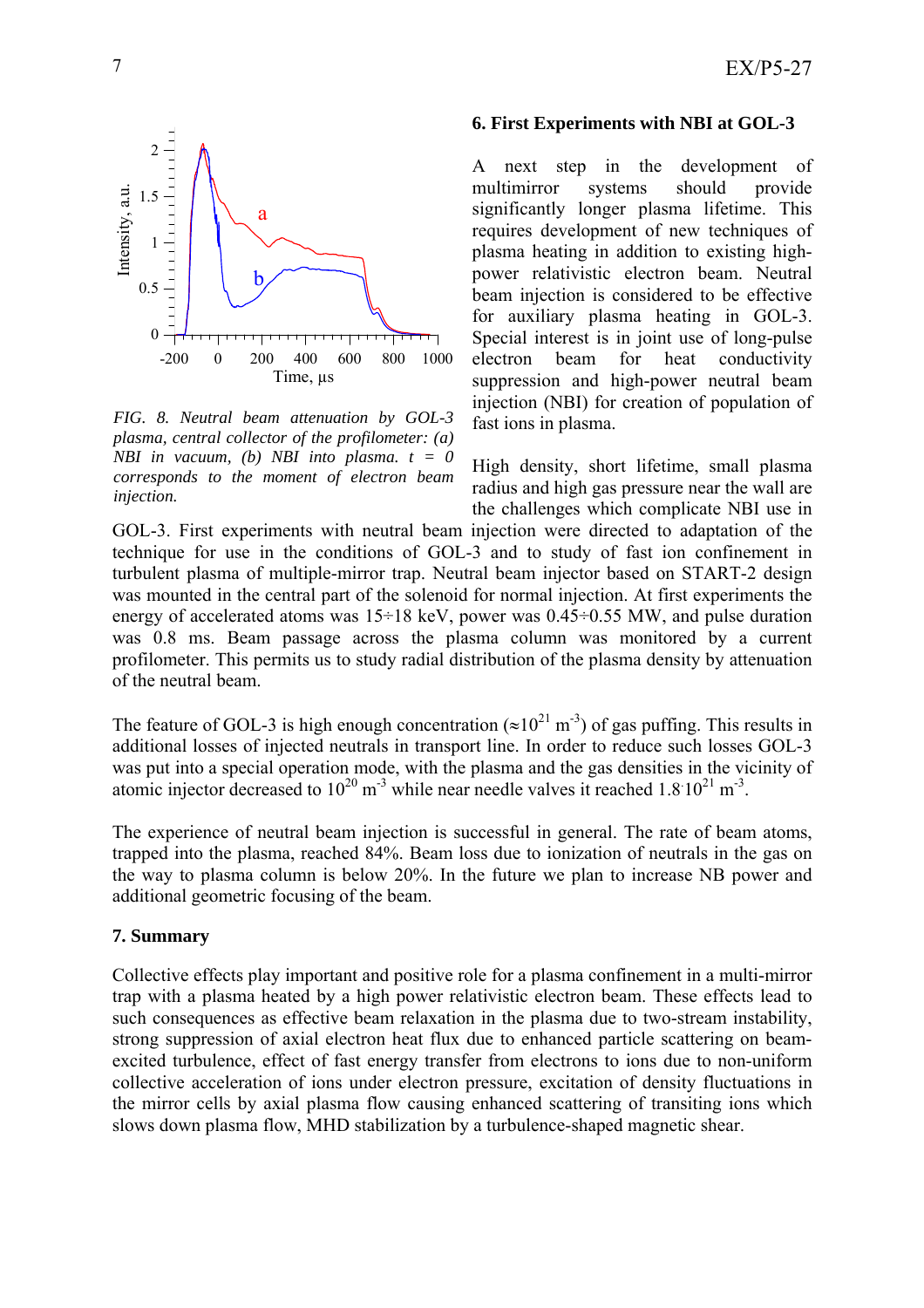FIG. 8. *Neutral beam attenuation by GOL-3 plasma, central collector of the profilometer: (a) NBI in vacuum, (b) NBI into plasma. t = 0 corresponds to the moment of electron beam injection.*

## 6. First Experiments with NBI at GOL-3

A next step in the development of multimirror systems should provide significantly longer plasma lifetime. This requires development of new techniques of plasma heating in addition to existing high-power relativistic electron beam. Neutral beam injection is considered to be effective for auxiliary plasma heating in GOL-3. Special interest is in joint use of long-pulse electron beam for heat conductivity suppression and high-power neutral beam injection (NBI) for creation of population of fast ions in plasma.

High density, short lifetime, small plasma radius and high gas pressure near the wall are the challenges which complicate NBI use in GOL-3. First experiments with neutral beam injection were directed to adaptation of the technique for use in the conditions of GOL-3 and to study of fast ion confinement in turbulent plasma of multiple-mirror trap. Neutral beam injector based on START-2 design was mounted in the central part of the solenoid for normal injection. At first experiments the energy of accelerated atoms was 15÷18 keV, power was 0.45÷0.55 MW, and pulse duration was 0.8 ms. Beam passage across the plasma column was monitored by a current profilometer. This permits us to study radial distribution of the plasma density by attenuation of the neutral beam.

The feature of GOL-3 is high enough concentration ($\approx 10^{21}$ m$^{-3}$) of gas puffing. This results in additional losses of injected neutrals in transport line. In order to reduce such losses GOL-3 was put into a special operation mode, with the plasma and the gas densities in the vicinity of atomic injector decreased to $10^{20}$ m$^{-3}$ while near needle valves it reached $1.8 \cdot 10^{21}$ m$^{-3}$.

The experience of neutral beam injection is successful in general. The rate of beam atoms, trapped into the plasma, reached 84%. Beam loss due to ionization of neutrals in the gas on the way to plasma column is below 20%. In the future we plan to increase NB power and additional geometric focusing of the beam.

## 7. Summary

Collective effects play important and positive role for a plasma confinement in a multi-mirror trap with a plasma heated by a high power relativistic electron beam. These effects lead to such consequences as effective beam relaxation in the plasma due to two-stream instability, strong suppression of axial electron heat flux due to enhanced particle scattering on beam-excited turbulence, effect of fast energy transfer from electrons to ions due to non-uniform collective acceleration of ions under electron pressure, excitation of density fluctuations in the mirror cells by axial plasma flow causing enhanced scattering of transiting ions which slows down plasma flow, MHD stabilization by a turbulence-shaped magnetic shear.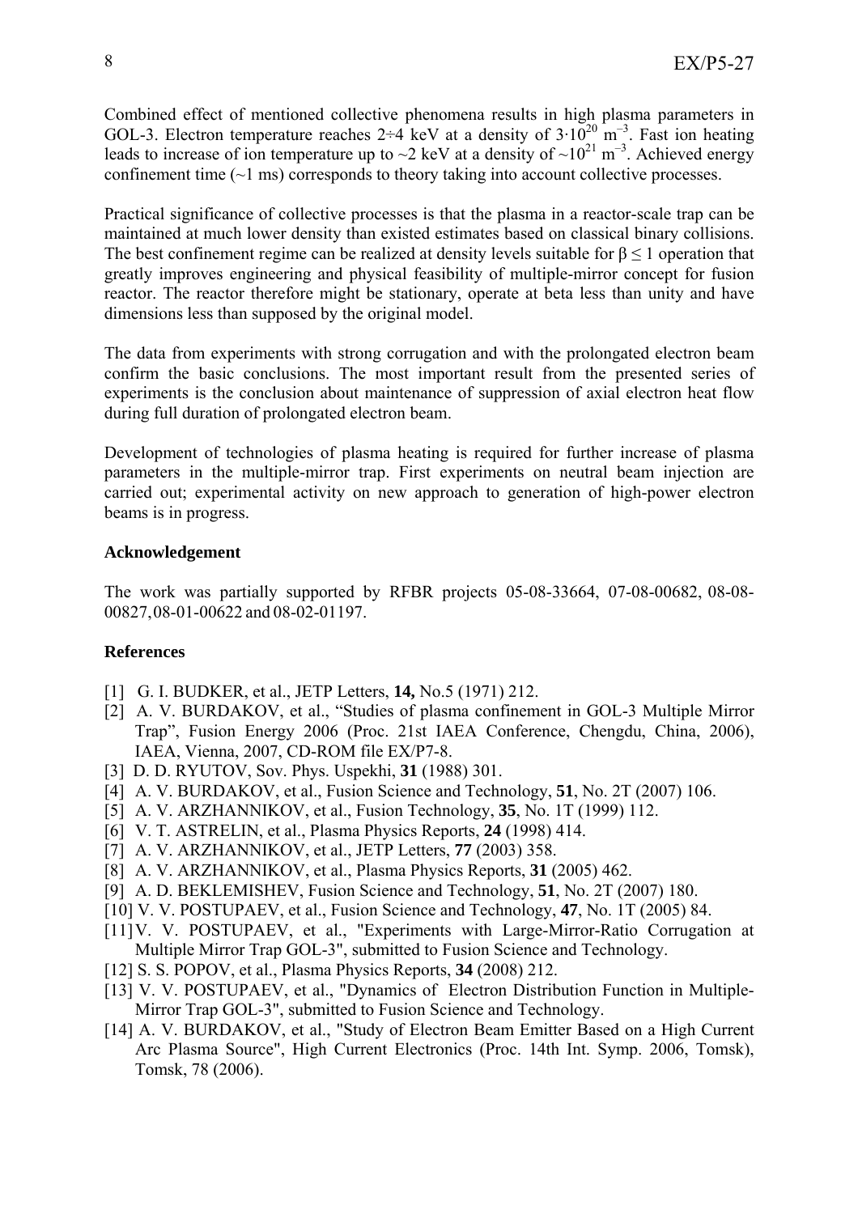Combined effect of mentioned collective phenomena results in high plasma parameters in GOL-3. Electron temperature reaches 2÷4 keV at a density of $3 \cdot 10^{20}$ m$^{-3}$. Fast ion heating leads to increase of ion temperature up to ~2 keV at a density of ~$10^{21}$ m$^{-3}$. Achieved energy confinement time (~1 ms) corresponds to theory taking into account collective processes.

Practical significance of collective processes is that the plasma in a reactor-scale trap can be maintained at much lower density than existed estimates based on classical binary collisions. The best confinement regime can be realized at density levels suitable for $\beta \leq 1$ operation that greatly improves engineering and physical feasibility of multiple-mirror concept for fusion reactor. The reactor therefore might be stationary, operate at beta less than unity and have dimensions less than supposed by the original model.

The data from experiments with strong corrugation and with the prolongated electron beam confirm the basic conclusions. The most important result from the presented series of experiments is the conclusion about maintenance of suppression of axial electron heat flow during full duration of prolongated electron beam.

Development of technologies of plasma heating is required for further increase of plasma parameters in the multiple-mirror trap. First experiments on neutral beam injection are carried out; experimental activity on new approach to generation of high-power electron beams is in progress.

### Acknowledgement

The work was partially supported by RFBR projects 05-08-33664, 07-08-00682, 08-08-00827, 08-01-00622 and 08-02-01197.

### References

[1] G. I. BUDKER, et al., JETP Letters, **14,** No.5 (1971) 212.
[2] A. V. BURDAKOV, et al., "Studies of plasma confinement in GOL-3 Multiple Mirror Trap", Fusion Energy 2006 (Proc. 21st IAEA Conference, Chengdu, China, 2006), IAEA, Vienna, 2007, CD-ROM file EX/P7-8.
[3] D. D. RYUTOV, Sov. Phys. Uspekhi, **31** (1988) 301.
[4] A. V. BURDAKOV, et al., Fusion Science and Technology, **51**, No. 2T (2007) 106.
[5] A. V. ARZHANNIKOV, et al., Fusion Technology, **35**, No. 1T (1999) 112.
[6] V. T. ASTRELIN, et al., Plasma Physics Reports, **24** (1998) 414.
[7] A. V. ARZHANNIKOV, et al., JETP Letters, **77** (2003) 358.
[8] A. V. ARZHANNIKOV, et al., Plasma Physics Reports, **31** (2005) 462.
[9] A. D. BEKLEMISHEV, Fusion Science and Technology, **51**, No. 2T (2007) 180.
[10] V. V. POSTUPAEV, et al., Fusion Science and Technology, **47**, No. 1T (2005) 84.
[11] V. V. POSTUPAEV, et al., "Experiments with Large-Mirror-Ratio Corrugation at Multiple Mirror Trap GOL-3", submitted to Fusion Science and Technology.
[12] S. S. POPOV, et al., Plasma Physics Reports, **34** (2008) 212.
[13] V. V. POSTUPAEV, et al., "Dynamics of Electron Distribution Function in Multiple-Mirror Trap GOL-3", submitted to Fusion Science and Technology.
[14] A. V. BURDAKOV, et al., "Study of Electron Beam Emitter Based on a High Current Arc Plasma Source", High Current Electronics (Proc. 14th Int. Symp. 2006, Tomsk), Tomsk, 78 (2006).